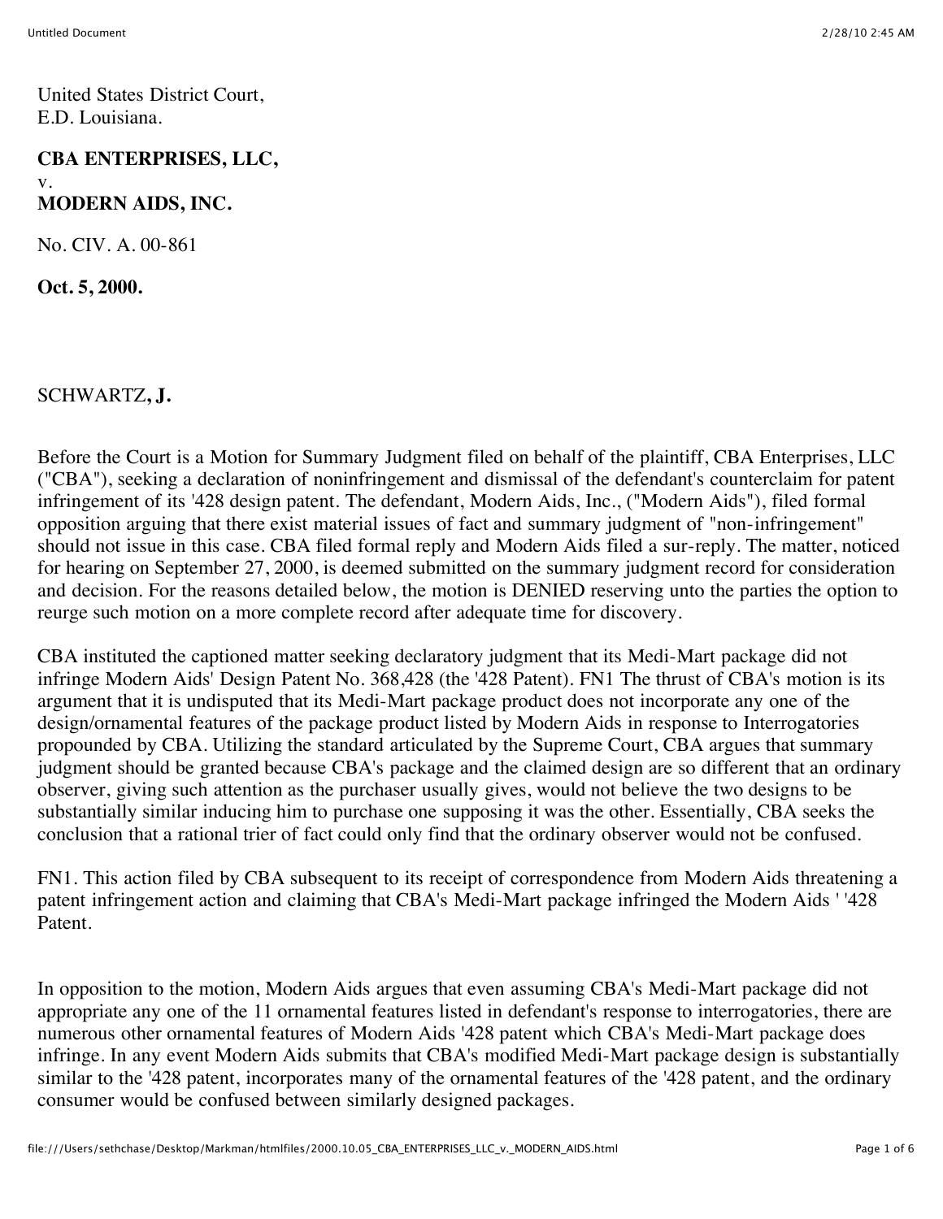United States District Court,
E.D. Louisiana.

**CBA ENTERPRISES, LLC,**
v.
**MODERN AIDS, INC.**

No. CIV. A. 00-861

**Oct. 5, 2000.**

SCHWARTZ, **J.**

Before the Court is a Motion for Summary Judgment filed on behalf of the plaintiff, CBA Enterprises, LLC ("CBA"), seeking a declaration of noninfringement and dismissal of the defendant's counterclaim for patent infringement of its '428 design patent. The defendant, Modern Aids, Inc., ("Modern Aids"), filed formal opposition arguing that there exist material issues of fact and summary judgment of "non-infringement" should not issue in this case. CBA filed formal reply and Modern Aids filed a sur-reply. The matter, noticed for hearing on September 27, 2000, is deemed submitted on the summary judgment record for consideration and decision. For the reasons detailed below, the motion is DENIED reserving unto the parties the option to reurge such motion on a more complete record after adequate time for discovery.

CBA instituted the captioned matter seeking declaratory judgment that its Medi-Mart package did not infringe Modern Aids' Design Patent No. 368,428 (the '428 Patent). FN1 The thrust of CBA's motion is its argument that it is undisputed that its Medi-Mart package product does not incorporate any one of the design/ornamental features of the package product listed by Modern Aids in response to Interrogatories propounded by CBA. Utilizing the standard articulated by the Supreme Court, CBA argues that summary judgment should be granted because CBA's package and the claimed design are so different that an ordinary observer, giving such attention as the purchaser usually gives, would not believe the two designs to be substantially similar inducing him to purchase one supposing it was the other. Essentially, CBA seeks the conclusion that a rational trier of fact could only find that the ordinary observer would not be confused.

FN1. This action filed by CBA subsequent to its receipt of correspondence from Modern Aids threatening a patent infringement action and claiming that CBA's Medi-Mart package infringed the Modern Aids ' '428 Patent.

In opposition to the motion, Modern Aids argues that even assuming CBA's Medi-Mart package did not appropriate any one of the 11 ornamental features listed in defendant's response to interrogatories, there are numerous other ornamental features of Modern Aids '428 patent which CBA's Medi-Mart package does infringe. In any event Modern Aids submits that CBA's modified Medi-Mart package design is substantially similar to the '428 patent, incorporates many of the ornamental features of the '428 patent, and the ordinary consumer would be confused between similarly designed packages.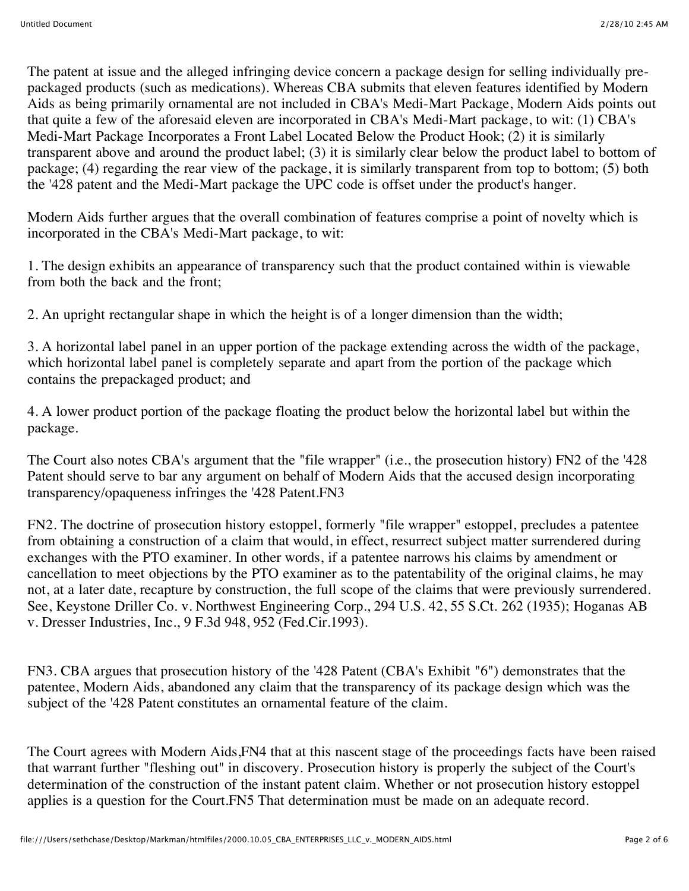The patent at issue and the alleged infringing device concern a package design for selling individually pre-packaged products (such as medications). Whereas CBA submits that eleven features identified by Modern Aids as being primarily ornamental are not included in CBA's Medi-Mart Package, Modern Aids points out that quite a few of the aforesaid eleven are incorporated in CBA's Medi-Mart package, to wit: (1) CBA's Medi-Mart Package Incorporates a Front Label Located Below the Product Hook; (2) it is similarly transparent above and around the product label; (3) it is similarly clear below the product label to bottom of package; (4) regarding the rear view of the package, it is similarly transparent from top to bottom; (5) both the '428 patent and the Medi-Mart package the UPC code is offset under the product's hanger.

Modern Aids further argues that the overall combination of features comprise a point of novelty which is incorporated in the CBA's Medi-Mart package, to wit:

1. The design exhibits an appearance of transparency such that the product contained within is viewable from both the back and the front;

2. An upright rectangular shape in which the height is of a longer dimension than the width;

3. A horizontal label panel in an upper portion of the package extending across the width of the package, which horizontal label panel is completely separate and apart from the portion of the package which contains the prepackaged product; and

4. A lower product portion of the package floating the product below the horizontal label but within the package.

The Court also notes CBA's argument that the "file wrapper" (i.e., the prosecution history) FN2 of the '428 Patent should serve to bar any argument on behalf of Modern Aids that the accused design incorporating transparency/opaqueness infringes the '428 Patent.FN3

FN2. The doctrine of prosecution history estoppel, formerly "file wrapper" estoppel, precludes a patentee from obtaining a construction of a claim that would, in effect, resurrect subject matter surrendered during exchanges with the PTO examiner. In other words, if a patentee narrows his claims by amendment or cancellation to meet objections by the PTO examiner as to the patentability of the original claims, he may not, at a later date, recapture by construction, the full scope of the claims that were previously surrendered. See, Keystone Driller Co. v. Northwest Engineering Corp., 294 U.S. 42, 55 S.Ct. 262 (1935); Hoganas AB v. Dresser Industries, Inc., 9 F.3d 948, 952 (Fed.Cir.1993).

FN3. CBA argues that prosecution history of the '428 Patent (CBA's Exhibit "6") demonstrates that the patentee, Modern Aids, abandoned any claim that the transparency of its package design which was the subject of the '428 Patent constitutes an ornamental feature of the claim.

The Court agrees with Modern Aids,FN4 that at this nascent stage of the proceedings facts have been raised that warrant further "fleshing out" in discovery. Prosecution history is properly the subject of the Court's determination of the construction of the instant patent claim. Whether or not prosecution history estoppel applies is a question for the Court.FN5 That determination must be made on an adequate record.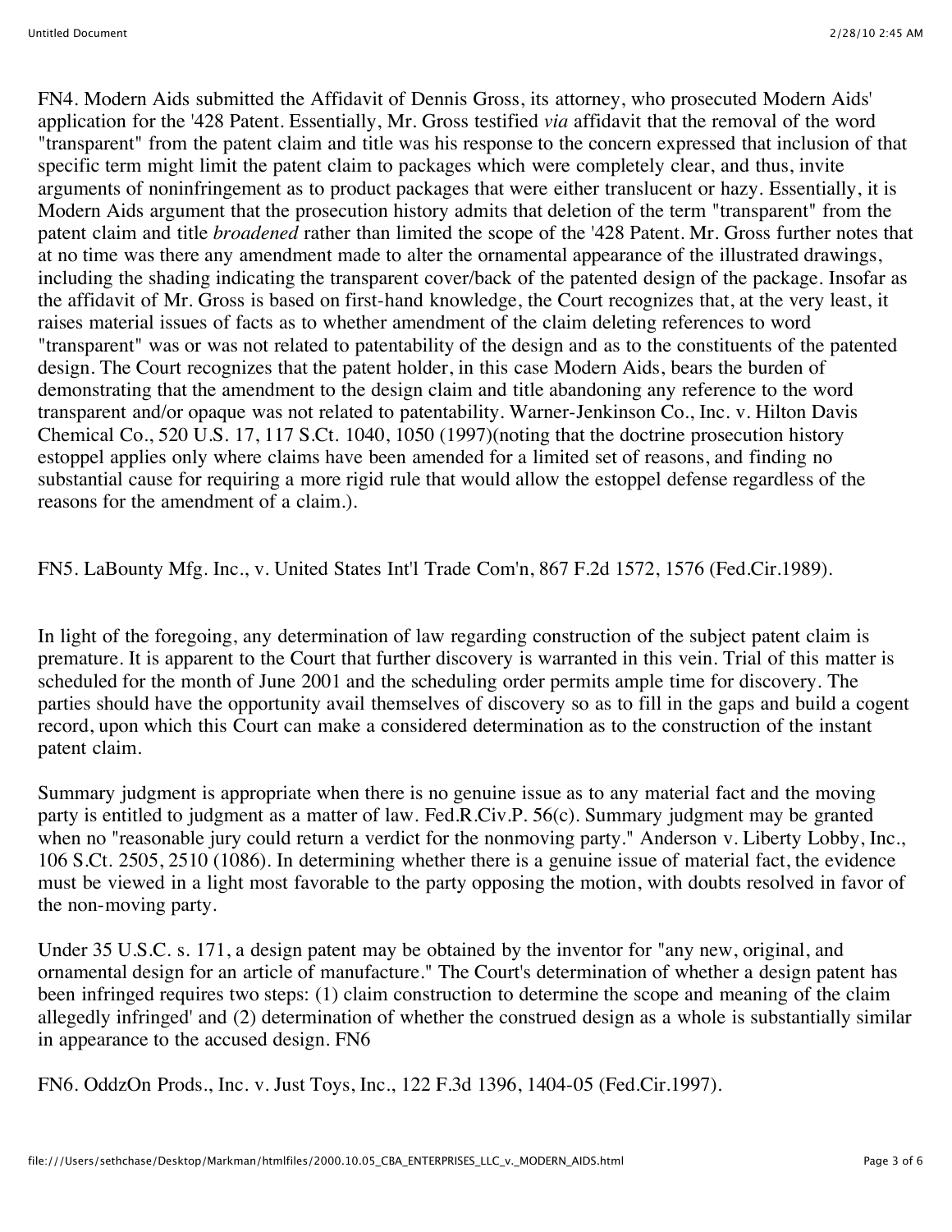FN4. Modern Aids submitted the Affidavit of Dennis Gross, its attorney, who prosecuted Modern Aids' application for the '428 Patent. Essentially, Mr. Gross testified *via* affidavit that the removal of the word "transparent" from the patent claim and title was his response to the concern expressed that inclusion of that specific term might limit the patent claim to packages which were completely clear, and thus, invite arguments of noninfringement as to product packages that were either translucent or hazy. Essentially, it is Modern Aids argument that the prosecution history admits that deletion of the term "transparent" from the patent claim and title *broadened* rather than limited the scope of the '428 Patent. Mr. Gross further notes that at no time was there any amendment made to alter the ornamental appearance of the illustrated drawings, including the shading indicating the transparent cover/back of the patented design of the package. Insofar as the affidavit of Mr. Gross is based on first-hand knowledge, the Court recognizes that, at the very least, it raises material issues of facts as to whether amendment of the claim deleting references to word "transparent" was or was not related to patentability of the design and as to the constituents of the patented design. The Court recognizes that the patent holder, in this case Modern Aids, bears the burden of demonstrating that the amendment to the design claim and title abandoning any reference to the word transparent and/or opaque was not related to patentability. Warner-Jenkinson Co., Inc. v. Hilton Davis Chemical Co., 520 U.S. 17, 117 S.Ct. 1040, 1050 (1997)(noting that the doctrine prosecution history estoppel applies only where claims have been amended for a limited set of reasons, and finding no substantial cause for requiring a more rigid rule that would allow the estoppel defense regardless of the reasons for the amendment of a claim.).

FN5. LaBounty Mfg. Inc., v. United States Int'l Trade Com'n, 867 F.2d 1572, 1576 (Fed.Cir.1989).

In light of the foregoing, any determination of law regarding construction of the subject patent claim is premature. It is apparent to the Court that further discovery is warranted in this vein. Trial of this matter is scheduled for the month of June 2001 and the scheduling order permits ample time for discovery. The parties should have the opportunity avail themselves of discovery so as to fill in the gaps and build a cogent record, upon which this Court can make a considered determination as to the construction of the instant patent claim.

Summary judgment is appropriate when there is no genuine issue as to any material fact and the moving party is entitled to judgment as a matter of law. Fed.R.Civ.P. 56(c). Summary judgment may be granted when no "reasonable jury could return a verdict for the nonmoving party." Anderson v. Liberty Lobby, Inc., 106 S.Ct. 2505, 2510 (1086). In determining whether there is a genuine issue of material fact, the evidence must be viewed in a light most favorable to the party opposing the motion, with doubts resolved in favor of the non-moving party.

Under 35 U.S.C. s. 171, a design patent may be obtained by the inventor for "any new, original, and ornamental design for an article of manufacture." The Court's determination of whether a design patent has been infringed requires two steps: (1) claim construction to determine the scope and meaning of the claim allegedly infringed' and (2) determination of whether the construed design as a whole is substantially similar in appearance to the accused design. FN6

FN6. OddzOn Prods., Inc. v. Just Toys, Inc., 122 F.3d 1396, 1404-05 (Fed.Cir.1997).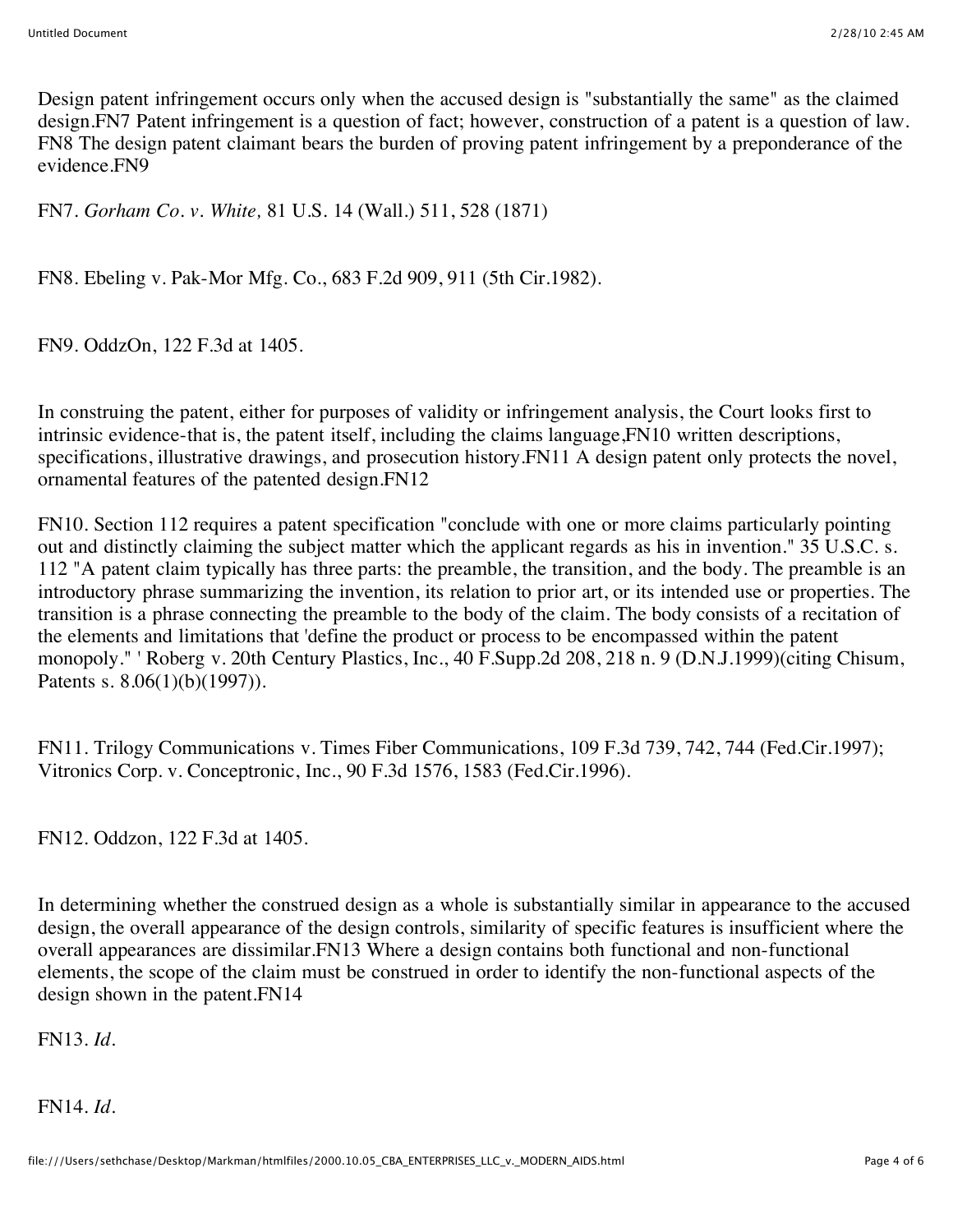Design patent infringement occurs only when the accused design is "substantially the same" as the claimed design.FN7 Patent infringement is a question of fact; however, construction of a patent is a question of law. FN8 The design patent claimant bears the burden of proving patent infringement by a preponderance of the evidence.FN9

FN7. *Gorham Co. v. White,* 81 U.S. 14 (Wall.) 511, 528 (1871)

FN8. Ebeling v. Pak-Mor Mfg. Co., 683 F.2d 909, 911 (5th Cir.1982).

FN9. OddzOn, 122 F.3d at 1405.

In construing the patent, either for purposes of validity or infringement analysis, the Court looks first to intrinsic evidence-that is, the patent itself, including the claims language,FN10 written descriptions, specifications, illustrative drawings, and prosecution history.FN11 A design patent only protects the novel, ornamental features of the patented design.FN12

FN10. Section 112 requires a patent specification "conclude with one or more claims particularly pointing out and distinctly claiming the subject matter which the applicant regards as his in invention." 35 U.S.C. s. 112 "A patent claim typically has three parts: the preamble, the transition, and the body. The preamble is an introductory phrase summarizing the invention, its relation to prior art, or its intended use or properties. The transition is a phrase connecting the preamble to the body of the claim. The body consists of a recitation of the elements and limitations that 'define the product or process to be encompassed within the patent monopoly." ' Roberg v. 20th Century Plastics, Inc., 40 F.Supp.2d 208, 218 n. 9 (D.N.J.1999)(citing Chisum, Patents s. 8.06(1)(b)(1997)).

FN11. Trilogy Communications v. Times Fiber Communications, 109 F.3d 739, 742, 744 (Fed.Cir.1997); Vitronics Corp. v. Conceptronic, Inc., 90 F.3d 1576, 1583 (Fed.Cir.1996).

FN12. Oddzon, 122 F.3d at 1405.

In determining whether the construed design as a whole is substantially similar in appearance to the accused design, the overall appearance of the design controls, similarity of specific features is insufficient where the overall appearances are dissimilar.FN13 Where a design contains both functional and non-functional elements, the scope of the claim must be construed in order to identify the non-functional aspects of the design shown in the patent.FN14

FN13. *Id.*

FN14. *Id.*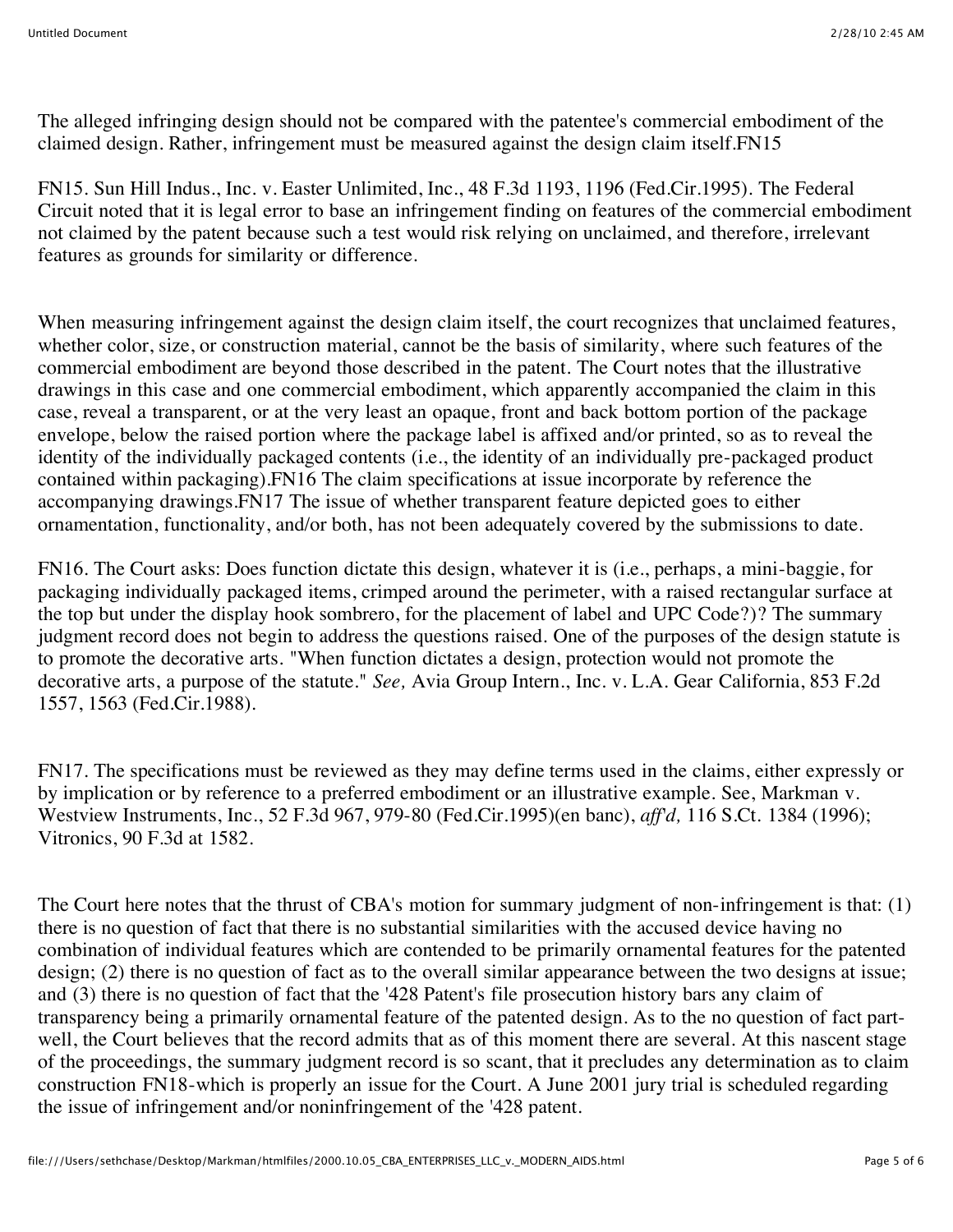The alleged infringing design should not be compared with the patentee's commercial embodiment of the claimed design. Rather, infringement must be measured against the design claim itself.FN15

FN15. Sun Hill Indus., Inc. v. Easter Unlimited, Inc., 48 F.3d 1193, 1196 (Fed.Cir.1995). The Federal Circuit noted that it is legal error to base an infringement finding on features of the commercial embodiment not claimed by the patent because such a test would risk relying on unclaimed, and therefore, irrelevant features as grounds for similarity or difference.

When measuring infringement against the design claim itself, the court recognizes that unclaimed features, whether color, size, or construction material, cannot be the basis of similarity, where such features of the commercial embodiment are beyond those described in the patent. The Court notes that the illustrative drawings in this case and one commercial embodiment, which apparently accompanied the claim in this case, reveal a transparent, or at the very least an opaque, front and back bottom portion of the package envelope, below the raised portion where the package label is affixed and/or printed, so as to reveal the identity of the individually packaged contents (i.e., the identity of an individually pre-packaged product contained within packaging).FN16 The claim specifications at issue incorporate by reference the accompanying drawings.FN17 The issue of whether transparent feature depicted goes to either ornamentation, functionality, and/or both, has not been adequately covered by the submissions to date.

FN16. The Court asks: Does function dictate this design, whatever it is (i.e., perhaps, a mini-baggie, for packaging individually packaged items, crimped around the perimeter, with a raised rectangular surface at the top but under the display hook sombrero, for the placement of label and UPC Code?)? The summary judgment record does not begin to address the questions raised. One of the purposes of the design statute is to promote the decorative arts. "When function dictates a design, protection would not promote the decorative arts, a purpose of the statute." *See,* Avia Group Intern., Inc. v. L.A. Gear California, 853 F.2d 1557, 1563 (Fed.Cir.1988).

FN17. The specifications must be reviewed as they may define terms used in the claims, either expressly or by implication or by reference to a preferred embodiment or an illustrative example. See, Markman v. Westview Instruments, Inc., 52 F.3d 967, 979-80 (Fed.Cir.1995)(en banc), *aff'd,* 116 S.Ct. 1384 (1996); Vitronics, 90 F.3d at 1582.

The Court here notes that the thrust of CBA's motion for summary judgment of non-infringement is that: (1) there is no question of fact that there is no substantial similarities with the accused device having no combination of individual features which are contended to be primarily ornamental features for the patented design; (2) there is no question of fact as to the overall similar appearance between the two designs at issue; and (3) there is no question of fact that the '428 Patent's file prosecution history bars any claim of transparency being a primarily ornamental feature of the patented design. As to the no question of fact part-well, the Court believes that the record admits that as of this moment there are several. At this nascent stage of the proceedings, the summary judgment record is so scant, that it precludes any determination as to claim construction FN18-which is properly an issue for the Court. A June 2001 jury trial is scheduled regarding the issue of infringement and/or noninfringement of the '428 patent.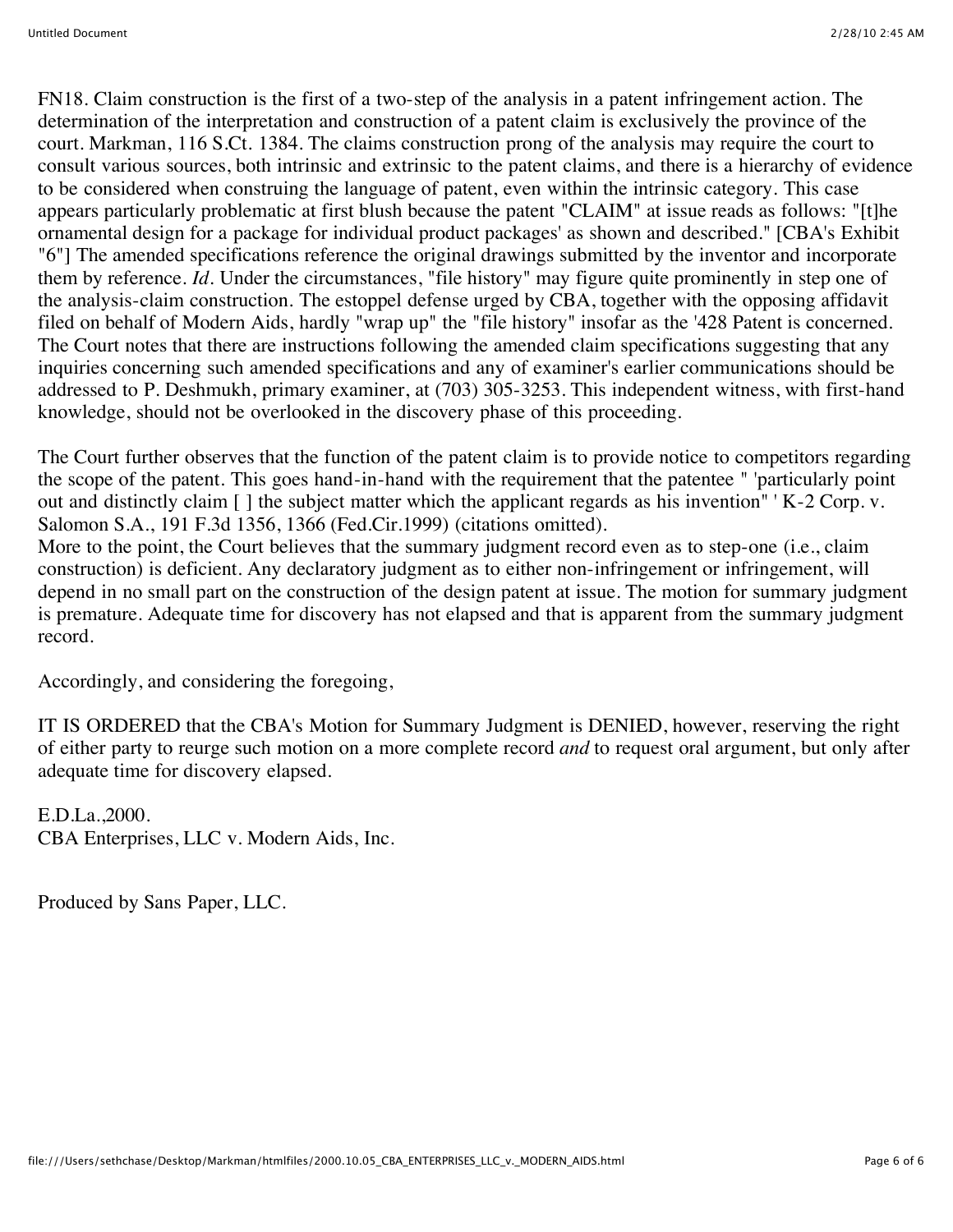FN18. Claim construction is the first of a two-step of the analysis in a patent infringement action. The determination of the interpretation and construction of a patent claim is exclusively the province of the court. Markman, 116 S.Ct. 1384. The claims construction prong of the analysis may require the court to consult various sources, both intrinsic and extrinsic to the patent claims, and there is a hierarchy of evidence to be considered when construing the language of patent, even within the intrinsic category. This case appears particularly problematic at first blush because the patent "CLAIM" at issue reads as follows: "[t]he ornamental design for a package for individual product packages' as shown and described." [CBA's Exhibit "6"] The amended specifications reference the original drawings submitted by the inventor and incorporate them by reference. *Id*. Under the circumstances, "file history" may figure quite prominently in step one of the analysis-claim construction. The estoppel defense urged by CBA, together with the opposing affidavit filed on behalf of Modern Aids, hardly "wrap up" the "file history" insofar as the '428 Patent is concerned. The Court notes that there are instructions following the amended claim specifications suggesting that any inquiries concerning such amended specifications and any of examiner's earlier communications should be addressed to P. Deshmukh, primary examiner, at (703) 305-3253. This independent witness, with first-hand knowledge, should not be overlooked in the discovery phase of this proceeding.

The Court further observes that the function of the patent claim is to provide notice to competitors regarding the scope of the patent. This goes hand-in-hand with the requirement that the patentee " 'particularly point out and distinctly claim [ ] the subject matter which the applicant regards as his invention" ' K-2 Corp. v. Salomon S.A., 191 F.3d 1356, 1366 (Fed.Cir.1999) (citations omitted).
More to the point, the Court believes that the summary judgment record even as to step-one (i.e., claim construction) is deficient. Any declaratory judgment as to either non-infringement or infringement, will depend in no small part on the construction of the design patent at issue. The motion for summary judgment is premature. Adequate time for discovery has not elapsed and that is apparent from the summary judgment record.

Accordingly, and considering the foregoing,

IT IS ORDERED that the CBA's Motion for Summary Judgment is DENIED, however, reserving the right of either party to reurge such motion on a more complete record *and* to request oral argument, but only after adequate time for discovery elapsed.

E.D.La.,2000.
CBA Enterprises, LLC v. Modern Aids, Inc.

Produced by Sans Paper, LLC.